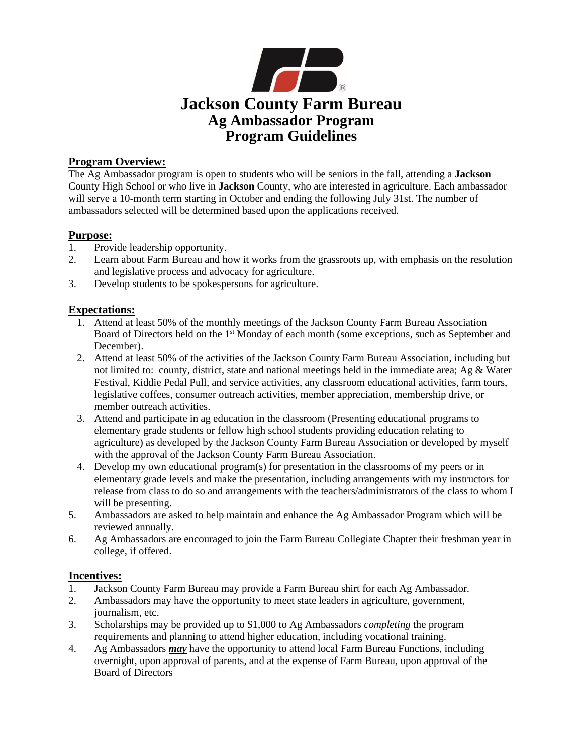# Jackson County Farm Bureau
## Ag Ambassador Program
## Program Guidelines

### Program Overview:

The Ag Ambassador program is open to students who will be seniors in the fall, attending a **Jackson** County High School or who live in **Jackson** County, who are interested in agriculture. Each ambassador will serve a 10-month term starting in October and ending the following July 31st. The number of ambassadors selected will be determined based upon the applications received.

### Purpose:

1. Provide leadership opportunity.
2. Learn about Farm Bureau and how it works from the grassroots up, with emphasis on the resolution and legislative process and advocacy for agriculture.
3. Develop students to be spokespersons for agriculture.

### Expectations:

1. Attend at least 50% of the monthly meetings of the Jackson County Farm Bureau Association Board of Directors held on the 1st Monday of each month (some exceptions, such as September and December).
2. Attend at least 50% of the activities of the Jackson County Farm Bureau Association, including but not limited to: county, district, state and national meetings held in the immediate area; Ag & Water Festival, Kiddie Pedal Pull, and service activities, any classroom educational activities, farm tours, legislative coffees, consumer outreach activities, member appreciation, membership drive, or member outreach activities.
3. Attend and participate in ag education in the classroom (Presenting educational programs to elementary grade students or fellow high school students providing education relating to agriculture) as developed by the Jackson County Farm Bureau Association or developed by myself with the approval of the Jackson County Farm Bureau Association.
4. Develop my own educational program(s) for presentation in the classrooms of my peers or in elementary grade levels and make the presentation, including arrangements with my instructors for release from class to do so and arrangements with the teachers/administrators of the class to whom I will be presenting.
5. Ambassadors are asked to help maintain and enhance the Ag Ambassador Program which will be reviewed annually.
6. Ag Ambassadors are encouraged to join the Farm Bureau Collegiate Chapter their freshman year in college, if offered.

### Incentives:

1. Jackson County Farm Bureau may provide a Farm Bureau shirt for each Ag Ambassador.
2. Ambassadors may have the opportunity to meet state leaders in agriculture, government, journalism, etc.
3. Scholarships may be provided up to $1,000 to Ag Ambassadors *completing* the program requirements and planning to attend higher education, including vocational training.
4. Ag Ambassadors ***may*** have the opportunity to attend local Farm Bureau Functions, including overnight, upon approval of parents, and at the expense of Farm Bureau, upon approval of the Board of Directors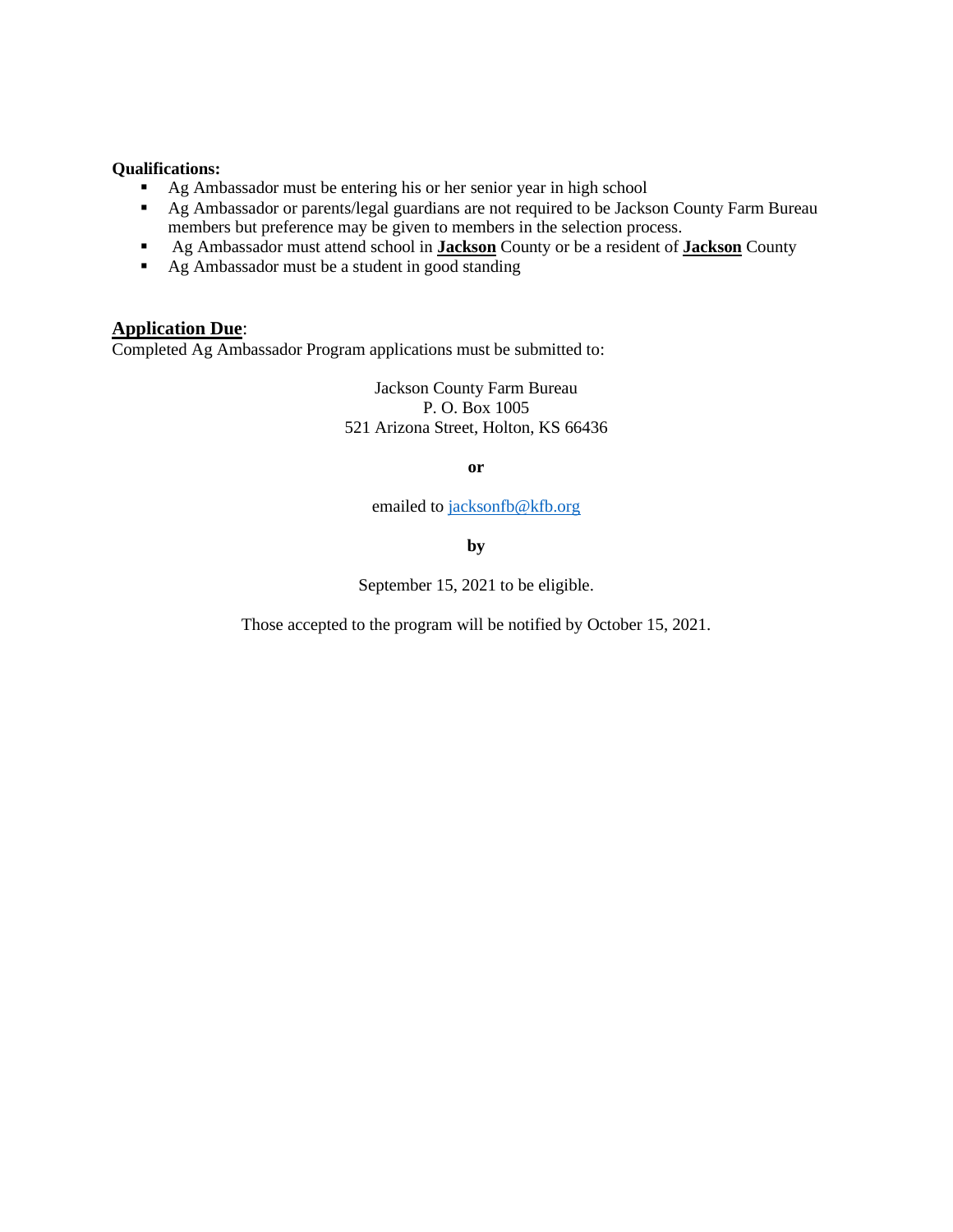**Qualifications:**

- Ag Ambassador must be entering his or her senior year in high school
- Ag Ambassador or parents/legal guardians are not required to be Jackson County Farm Bureau members but preference may be given to members in the selection process.
- Ag Ambassador must attend school in **Jackson** County or be a resident of **Jackson** County
- Ag Ambassador must be a student in good standing

**Application Due**:

Completed Ag Ambassador Program applications must be submitted to:

Jackson County Farm Bureau
P. O. Box 1005
521 Arizona Street, Holton, KS 66436

**or**

emailed to jacksonfb@kfb.org

**by**

September 15, 2021 to be eligible.

Those accepted to the program will be notified by October 15, 2021.